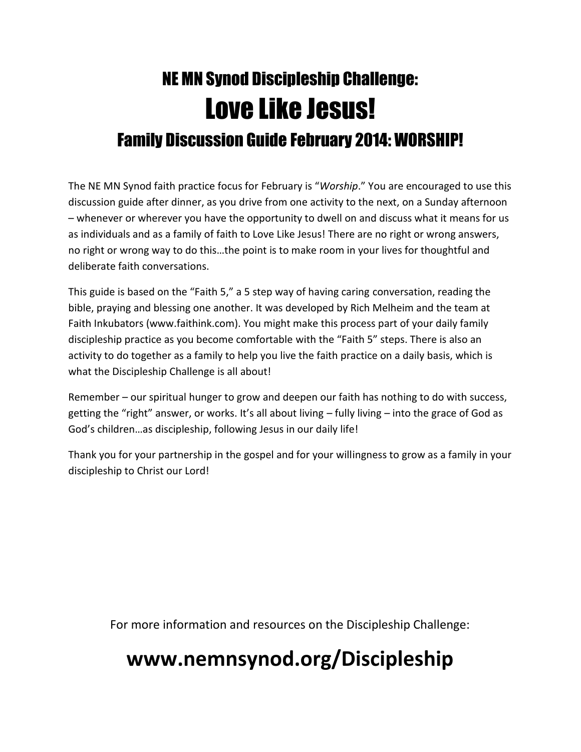# NE MN Synod Discipleship Challenge:

# Love Like Jesus!

## Family Discussion Guide February 2014: WORSHIP!

The NE MN Synod faith practice focus for February is "*Worship*." You are encouraged to use this discussion guide after dinner, as you drive from one activity to the next, on a Sunday afternoon – whenever or wherever you have the opportunity to dwell on and discuss what it means for us as individuals and as a family of faith to Love Like Jesus! There are no right or wrong answers, no right or wrong way to do this…the point is to make room in your lives for thoughtful and deliberate faith conversations.

This guide is based on the "Faith 5," a 5 step way of having caring conversation, reading the bible, praying and blessing one another. It was developed by Rich Melheim and the team at Faith Inkubators (www.faithink.com). You might make this process part of your daily family discipleship practice as you become comfortable with the "Faith 5" steps. There is also an activity to do together as a family to help you live the faith practice on a daily basis, which is what the Discipleship Challenge is all about!

Remember – our spiritual hunger to grow and deepen our faith has nothing to do with success, getting the "right" answer, or works. It's all about living – fully living – into the grace of God as God's children…as discipleship, following Jesus in our daily life!

Thank you for your partnership in the gospel and for your willingness to grow as a family in your discipleship to Christ our Lord!

For more information and resources on the Discipleship Challenge:

**www.nemnsynod.org/Discipleship**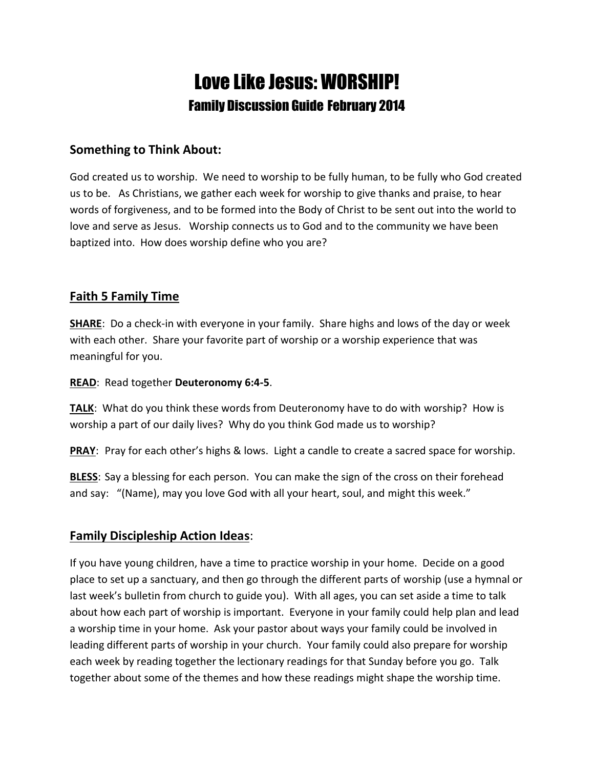# Love Like Jesus: WORSHIP!

## Family Discussion Guide February 2014

### Something to Think About:

God created us to worship. We need to worship to be fully human, to be fully who God created us to be. As Christians, we gather each week for worship to give thanks and praise, to hear words of forgiveness, and to be formed into the Body of Christ to be sent out into the world to love and serve as Jesus. Worship connects us to God and to the community we have been baptized into. How does worship define who you are?

### Faith 5 Family Time

**SHARE**: Do a check-in with everyone in your family. Share highs and lows of the day or week with each other. Share your favorite part of worship or a worship experience that was meaningful for you.

**READ**: Read together **Deuteronomy 6:4-5**.

**TALK**: What do you think these words from Deuteronomy have to do with worship? How is worship a part of our daily lives? Why do you think God made us to worship?

**PRAY**: Pray for each other's highs & lows. Light a candle to create a sacred space for worship.

**BLESS**: Say a blessing for each person. You can make the sign of the cross on their forehead and say: "(Name), may you love God with all your heart, soul, and might this week."

### Family Discipleship Action Ideas:

If you have young children, have a time to practice worship in your home. Decide on a good place to set up a sanctuary, and then go through the different parts of worship (use a hymnal or last week's bulletin from church to guide you). With all ages, you can set aside a time to talk about how each part of worship is important. Everyone in your family could help plan and lead a worship time in your home. Ask your pastor about ways your family could be involved in leading different parts of worship in your church. Your family could also prepare for worship each week by reading together the lectionary readings for that Sunday before you go. Talk together about some of the themes and how these readings might shape the worship time.